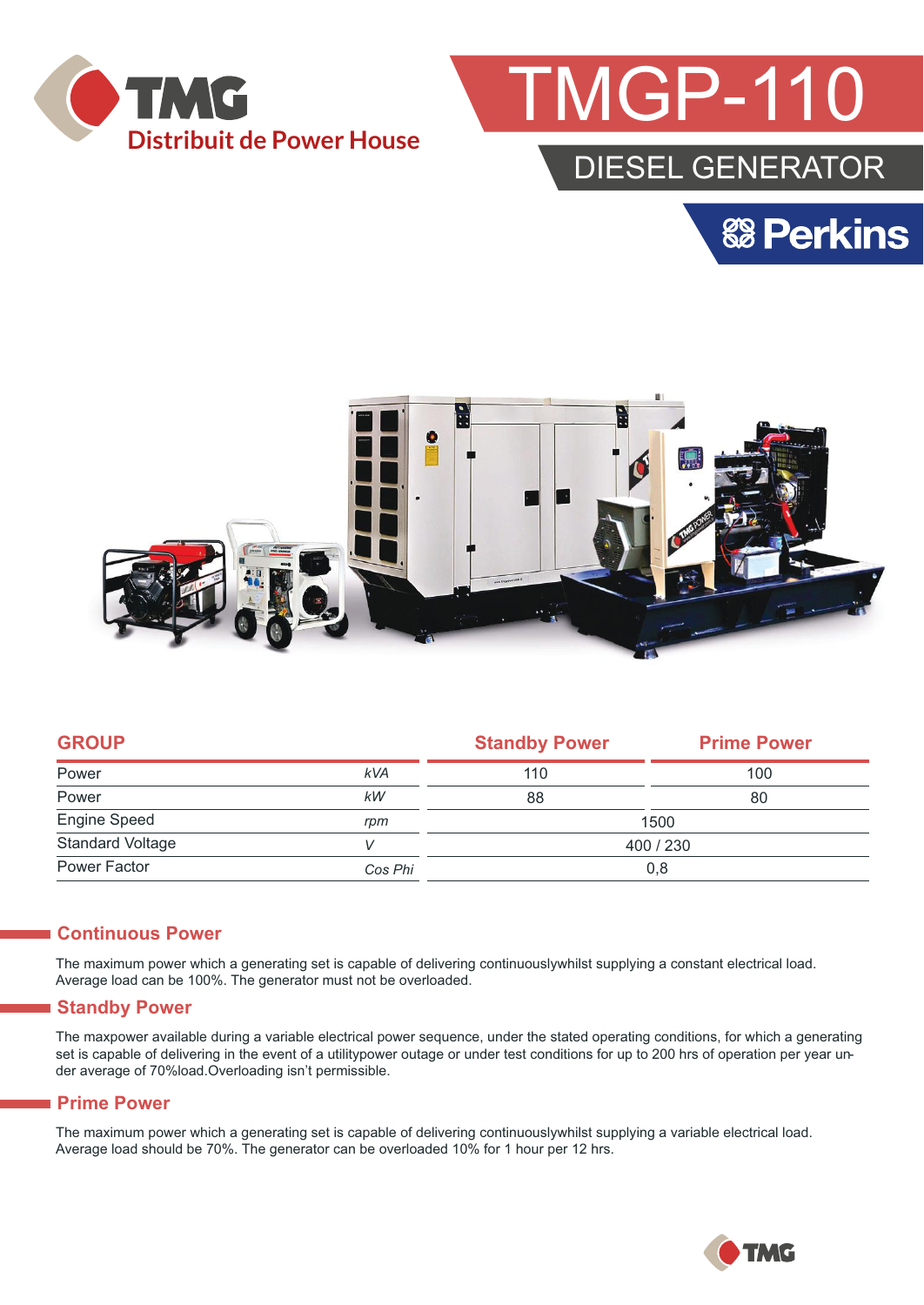TMG
Distribuit de Power House

# TMGP-110

## DIESEL GENERATOR

Perkins

| GROUP | | Standby Power | Prime Power |
|---|---|---|---|
| Power | *kVA* | 110 | 100 |
| Power | *kW* | 88 | 80 |
| Engine Speed | *rpm* | 1500 | |
| Standard Voltage | *V* | 400 / 230 | |
| Power Factor | *Cos Phi* | 0,8 | |

## Continuous Power

The maximum power which a generating set is capable of delivering continuouslywhilst supplying a constant electrical load. Average load can be 100%. The generator must not be overloaded.

## Standby Power

The maxpower available during a variable electrical power sequence, under the stated operating conditions, for which a generating set is capable of delivering in the event of a utilitypower outage or under test conditions for up to 200 hrs of operation per year under average of 70%load.Overloading isn't permissible.

## Prime Power

The maximum power which a generating set is capable of delivering continuouslywhilst supplying a variable electrical load. Average load should be 70%. The generator can be overloaded 10% for 1 hour per 12 hrs.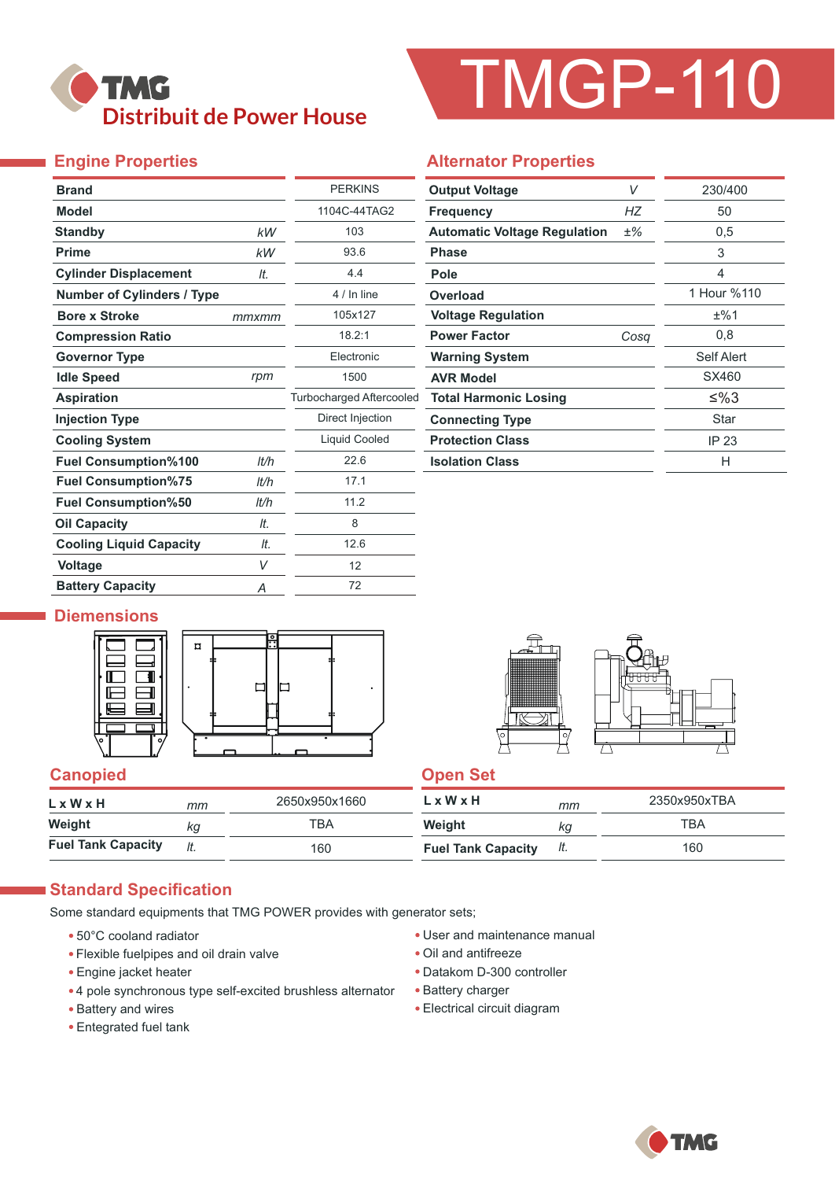# TMGP-110

**TMG**
Distribuit de Power House

## Engine Properties

| Property | Unit | Value |
|---|---|---|
| **Brand** | | PERKINS |
| **Model** | | 1104C-44TAG2 |
| **Standby** | kW | 103 |
| **Prime** | kW | 93.6 |
| **Cylinder Displacement** | lt. | 4.4 |
| **Number of Cylinders / Type** | | 4 / In line |
| **Bore x Stroke** | mmxmm | 105x127 |
| **Compression Ratio** | | 18.2:1 |
| **Governor Type** | | Electronic |
| **Idle Speed** | rpm | 1500 |
| **Aspiration** | | Turbocharged Aftercooled |
| **Injection Type** | | Direct Injection |
| **Cooling System** | | Liquid Cooled |
| **Fuel Consumption%100** | lt/h | 22.6 |
| **Fuel Consumption%75** | lt/h | 17.1 |
| **Fuel Consumption%50** | lt/h | 11.2 |
| **Oil Capacity** | lt. | 8 |
| **Cooling Liquid Capacity** | lt. | 12.6 |
| **Voltage** | V | 12 |
| **Battery Capacity** | A | 72 |

## Alternator Properties

| Property | Unit | Value |
|---|---|---|
| **Output Voltage** | V | 230/400 |
| **Frequency** | HZ | 50 |
| **Automatic Voltage Regulation** | ±% | 0,5 |
| **Phase** | | 3 |
| **Pole** | | 4 |
| **Overload** | | 1 Hour %110 |
| **Voltage Regulation** | | ±%1 |
| **Power Factor** | Cosq | 0,8 |
| **Warning System** | | Self Alert |
| **AVR Model** | | SX460 |
| **Total Harmonic Losing** | | ≤%3 |
| **Connecting Type** | | Star |
| **Protection Class** | | IP 23 |
| **Isolation Class** | | H |

## Diemensions

### Canopied

| | Unit | Value |
|---|---|---|
| **L x W x H** | mm | 2650x950x1660 |
| **Weight** | kg | TBA |
| **Fuel Tank Capacity** | lt. | 160 |

### Open Set

| | Unit | Value |
|---|---|---|
| **L x W x H** | mm | 2350x950xTBA |
| **Weight** | kg | TBA |
| **Fuel Tank Capacity** | lt. | 160 |

## Standard Specification

Some standard equipments that TMG POWER provides with generator sets;

- 50°C cooland radiator
- Flexible fuelpipes and oil drain valve
- Engine jacket heater
- 4 pole synchronous type self-excited brushless alternator
- Battery and wires
- Entegrated fuel tank
- User and maintenance manual
- Oil and antifreeze
- Datakom D-300 controller
- Battery charger
- Electrical circuit diagram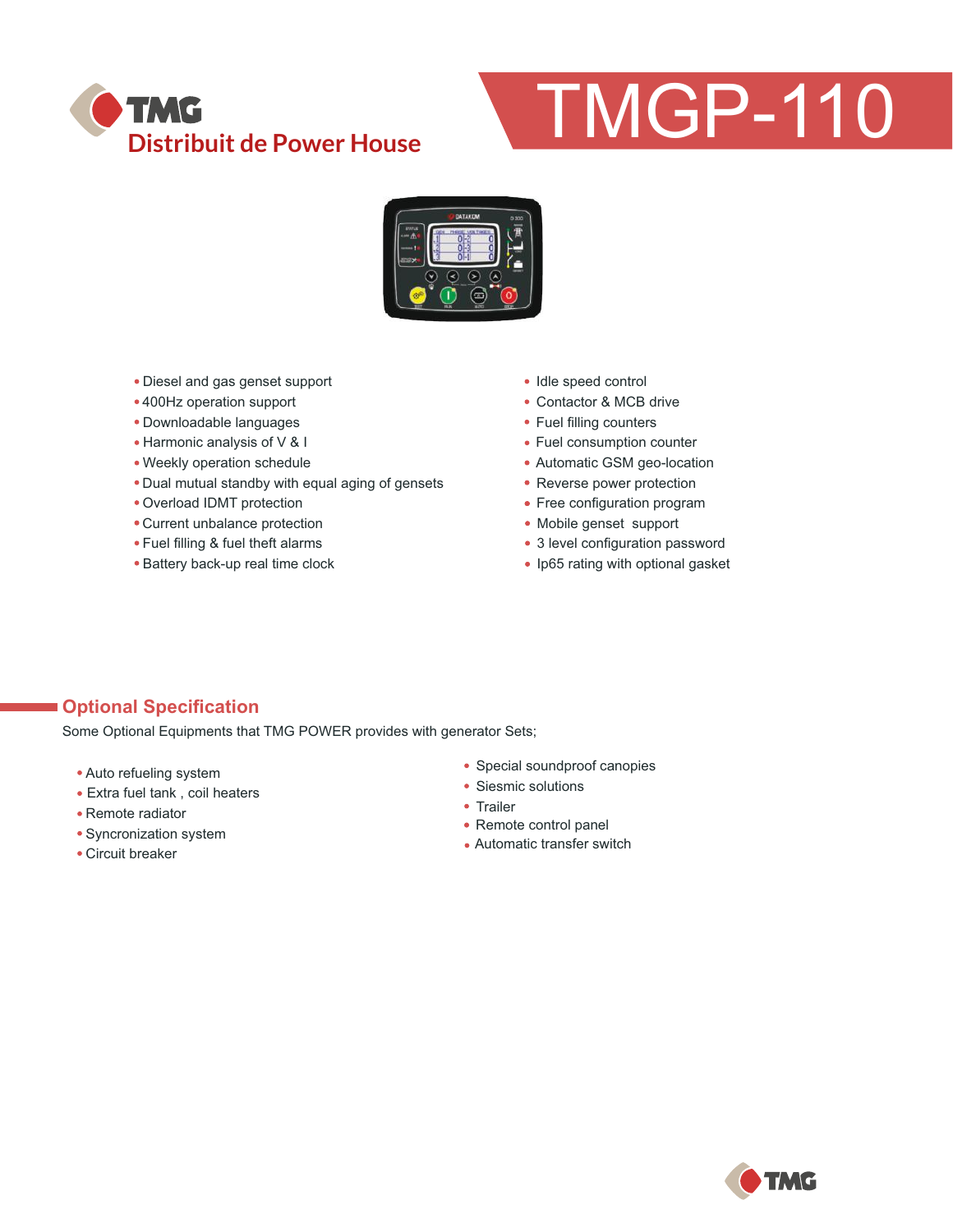# TMGP-110

TMG
Distribuit de Power House

- Diesel and gas genset support
- 400Hz operation support
- Downloadable languages
- Harmonic analysis of V & I
- Weekly operation schedule
- Dual mutual standby with equal aging of gensets
- Overload IDMT protection
- Current unbalance protection
- Fuel filling & fuel theft alarms
- Battery back-up real time clock
- Idle speed control
- Contactor & MCB drive
- Fuel filling counters
- Fuel consumption counter
- Automatic GSM geo-location
- Reverse power protection
- Free configuration program
- Mobile genset  support
- 3 level configuration password
- Ip65 rating with optional gasket

## Optional Specification

Some Optional Equipments that TMG POWER provides with generator Sets;

- Auto refueling system
- Extra fuel tank , coil heaters
- Remote radiator
- Syncronization system
- Circuit breaker
- Special soundproof canopies
- Siesmic solutions
- Trailer
- Remote control panel
- Automatic transfer switch